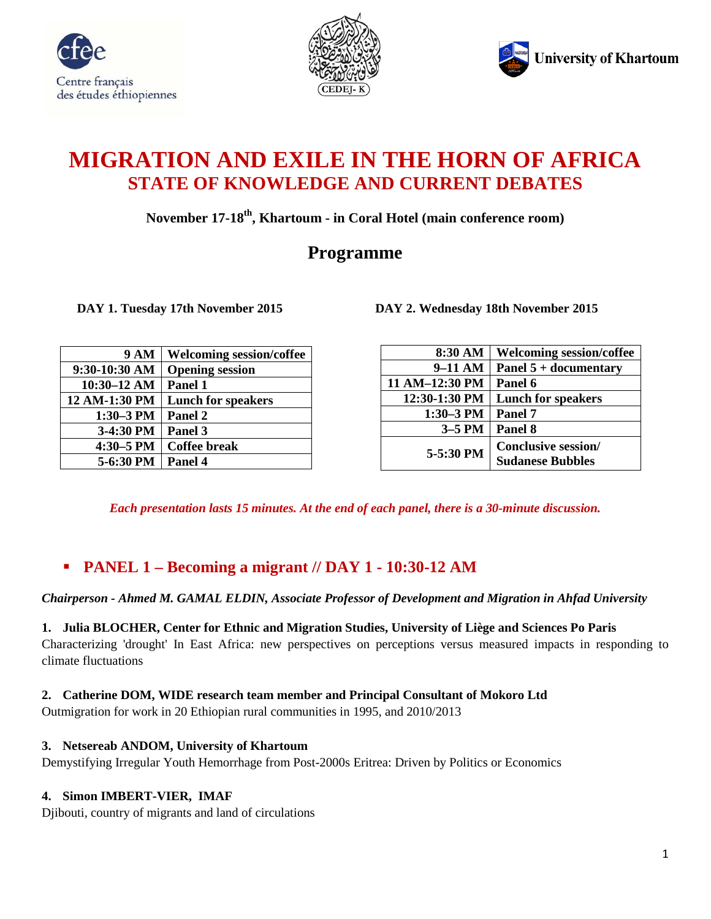Centre français des études éthiopiennes

CEDEJ- K

University of Khartoum

# MIGRATION AND EXILE IN THE HORN OF AFRICA
## STATE OF KNOWLEDGE AND CURRENT DEBATES

**November 17-18th, Khartoum - in Coral Hotel (main conference room)**

## Programme

**DAY 1. Tuesday 17th November 2015**

| | |
|---|---|
| **9 AM** | **Welcoming session/coffee** |
| **9:30-10:30 AM** | **Opening session** |
| **10:30–12 AM** | **Panel 1** |
| **12 AM-1:30 PM** | **Lunch for speakers** |
| **1:30–3 PM** | **Panel 2** |
| **3-4:30 PM** | **Panel 3** |
| **4:30–5 PM** | **Coffee break** |
| **5-6:30 PM** | **Panel 4** |

**DAY 2. Wednesday 18th November 2015**

| | |
|---|---|
| **8:30 AM** | **Welcoming session/coffee** |
| **9–11 AM** | **Panel 5 + documentary** |
| **11 AM–12:30 PM** | **Panel 6** |
| **12:30-1:30 PM** | **Lunch for speakers** |
| **1:30–3 PM** | **Panel 7** |
| **3–5 PM** | **Panel 8** |
| **5-5:30 PM** | **Conclusive session/ Sudanese Bubbles** |

***Each presentation lasts 15 minutes. At the end of each panel, there is a 30-minute discussion.***

- ### PANEL 1 – Becoming a migrant // DAY 1 - 10:30-12 AM

***Chairperson - Ahmed M. GAMAL ELDIN, Associate Professor of Development and Migration in Ahfad University***

**1. Julia BLOCHER, Center for Ethnic and Migration Studies, University of Liège and Sciences Po Paris**
Characterizing 'drought' In East Africa: new perspectives on perceptions versus measured impacts in responding to climate fluctuations

**2. Catherine DOM, WIDE research team member and Principal Consultant of Mokoro Ltd**
Outmigration for work in 20 Ethiopian rural communities in 1995, and 2010/2013

**3. Netsereab ANDOM, University of Khartoum**
Demystifying Irregular Youth Hemorrhage from Post-2000s Eritrea: Driven by Politics or Economics

**4. Simon IMBERT-VIER, IMAF**
Djibouti, country of migrants and land of circulations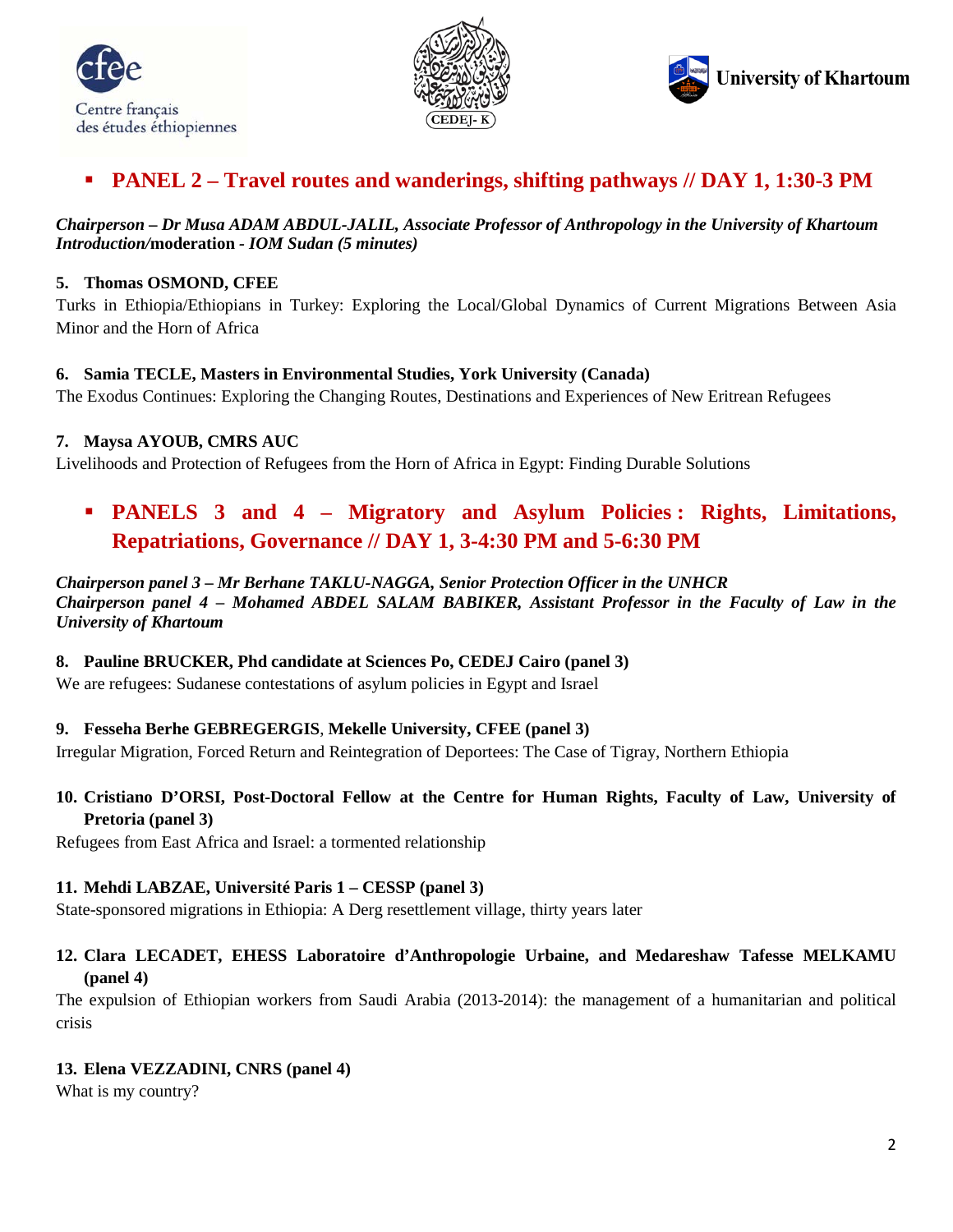## PANEL 2 – Travel routes and wanderings, shifting pathways // DAY 1, 1:30-3 PM

***Chairperson – Dr Musa ADAM ABDUL-JALIL, Associate Professor of Anthropology in the University of Khartoum***
***Introduction/*****moderation** ***- IOM Sudan (5 minutes)***

**5. Thomas OSMOND, CFEE**

Turks in Ethiopia/Ethiopians in Turkey: Exploring the Local/Global Dynamics of Current Migrations Between Asia Minor and the Horn of Africa

**6. Samia TECLE, Masters in Environmental Studies, York University (Canada)**

The Exodus Continues: Exploring the Changing Routes, Destinations and Experiences of New Eritrean Refugees

**7. Maysa AYOUB, CMRS AUC**

Livelihoods and Protection of Refugees from the Horn of Africa in Egypt: Finding Durable Solutions

## PANELS 3 and 4 – Migratory and Asylum Policies : Rights, Limitations, Repatriations, Governance // DAY 1, 3-4:30 PM and 5-6:30 PM

***Chairperson panel 3 – Mr Berhane TAKLU-NAGGA, Senior Protection Officer in the UNHCR***
***Chairperson panel 4 – Mohamed ABDEL SALAM BABIKER, Assistant Professor in the Faculty of Law in the University of Khartoum***

**8. Pauline BRUCKER, Phd candidate at Sciences Po, CEDEJ Cairo (panel 3)**

We are refugees: Sudanese contestations of asylum policies in Egypt and Israel

**9. Fesseha Berhe GEBREGERGIS, Mekelle University, CFEE (panel 3)**

Irregular Migration, Forced Return and Reintegration of Deportees: The Case of Tigray, Northern Ethiopia

**10. Cristiano D'ORSI, Post-Doctoral Fellow at the Centre for Human Rights, Faculty of Law, University of Pretoria (panel 3)**

Refugees from East Africa and Israel: a tormented relationship

**11. Mehdi LABZAE, Université Paris 1 – CESSP (panel 3)**

State-sponsored migrations in Ethiopia: A Derg resettlement village, thirty years later

**12. Clara LECADET, EHESS Laboratoire d'Anthropologie Urbaine, and Medareshaw Tafesse MELKAMU (panel 4)**

The expulsion of Ethiopian workers from Saudi Arabia (2013-2014): the management of a humanitarian and political crisis

**13. Elena VEZZADINI, CNRS (panel 4)**

What is my country?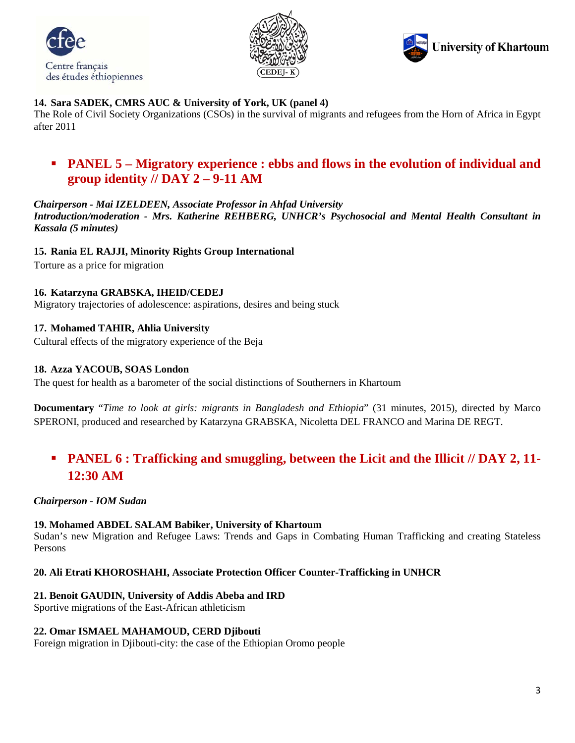**14. Sara SADEK, CMRS AUC & University of York, UK (panel 4)**
The Role of Civil Society Organizations (CSOs) in the survival of migrants and refugees from the Horn of Africa in Egypt after 2011

## PANEL 5 – Migratory experience : ebbs and flows in the evolution of individual and group identity // DAY 2 – 9-11 AM

***Chairperson - Mai IZELDEEN, Associate Professor in Ahfad University***
***Introduction/moderation - Mrs. Katherine REHBERG, UNHCR's Psychosocial and Mental Health Consultant in Kassala (5 minutes)***

**15. Rania EL RAJJI, Minority Rights Group International**
Torture as a price for migration

**16. Katarzyna GRABSKA, IHEID/CEDEJ**
Migratory trajectories of adolescence: aspirations, desires and being stuck

**17. Mohamed TAHIR, Ahlia University**
Cultural effects of the migratory experience of the Beja

**18. Azza YACOUB, SOAS London**
The quest for health as a barometer of the social distinctions of Southerners in Khartoum

**Documentary** "*Time to look at girls: migrants in Bangladesh and Ethiopia*" (31 minutes, 2015), directed by Marco SPERONI, produced and researched by Katarzyna GRABSKA, Nicoletta DEL FRANCO and Marina DE REGT.

## PANEL 6 : Trafficking and smuggling, between the Licit and the Illicit // DAY 2, 11-12:30 AM

***Chairperson - IOM Sudan***

**19. Mohamed ABDEL SALAM Babiker, University of Khartoum**
Sudan's new Migration and Refugee Laws: Trends and Gaps in Combating Human Trafficking and creating Stateless Persons

**20. Ali Etrati KHOROSHAHI, Associate Protection Officer Counter-Trafficking in UNHCR**

**21. Benoit GAUDIN, University of Addis Abeba and IRD**
Sportive migrations of the East-African athleticism

**22. Omar ISMAEL MAHAMOUD, CERD Djibouti**
Foreign migration in Djibouti-city: the case of the Ethiopian Oromo people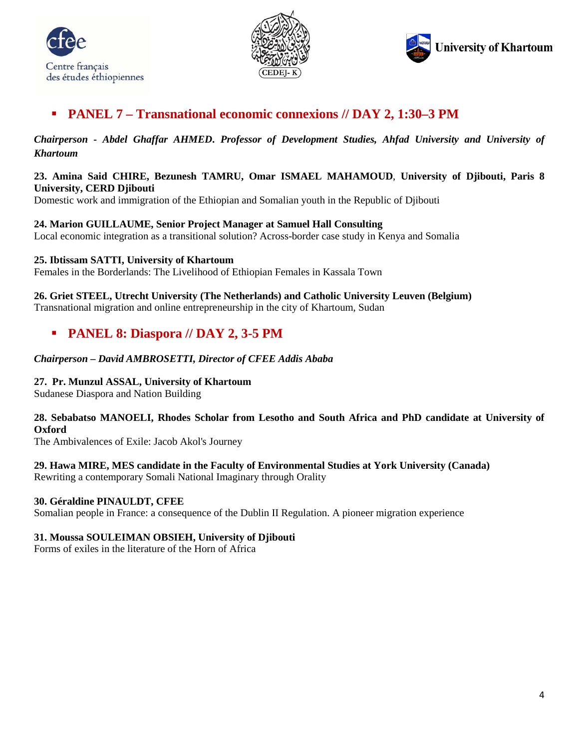- **PANEL 7 – Transnational economic connexions // DAY 2, 1:30–3 PM**

***Chairperson - Abdel Ghaffar AHMED. Professor of Development Studies, Ahfad University and University of Khartoum***

**23. Amina Said CHIRE, Bezunesh TAMRU, Omar ISMAEL MAHAMOUD, University of Djibouti, Paris 8 University, CERD Djibouti**
Domestic work and immigration of the Ethiopian and Somalian youth in the Republic of Djibouti

**24. Marion GUILLAUME, Senior Project Manager at Samuel Hall Consulting**
Local economic integration as a transitional solution? Across-border case study in Kenya and Somalia

**25. Ibtissam SATTI, University of Khartoum**
Females in the Borderlands: The Livelihood of Ethiopian Females in Kassala Town

**26. Griet STEEL, Utrecht University (The Netherlands) and Catholic University Leuven (Belgium)**
Transnational migration and online entrepreneurship in the city of Khartoum, Sudan

- **PANEL 8: Diaspora // DAY 2, 3-5 PM**

***Chairperson – David AMBROSETTI, Director of CFEE Addis Ababa***

**27. Pr. Munzul ASSAL, University of Khartoum**
Sudanese Diaspora and Nation Building

**28. Sebabatso MANOELI, Rhodes Scholar from Lesotho and South Africa and PhD candidate at University of Oxford**
The Ambivalences of Exile: Jacob Akol's Journey

**29. Hawa MIRE, MES candidate in the Faculty of Environmental Studies at York University (Canada)**
Rewriting a contemporary Somali National Imaginary through Orality

**30. Géraldine PINAULDT, CFEE**
Somalian people in France: a consequence of the Dublin II Regulation. A pioneer migration experience

**31. Moussa SOULEIMAN OBSIEH, University of Djibouti**
Forms of exiles in the literature of the Horn of Africa